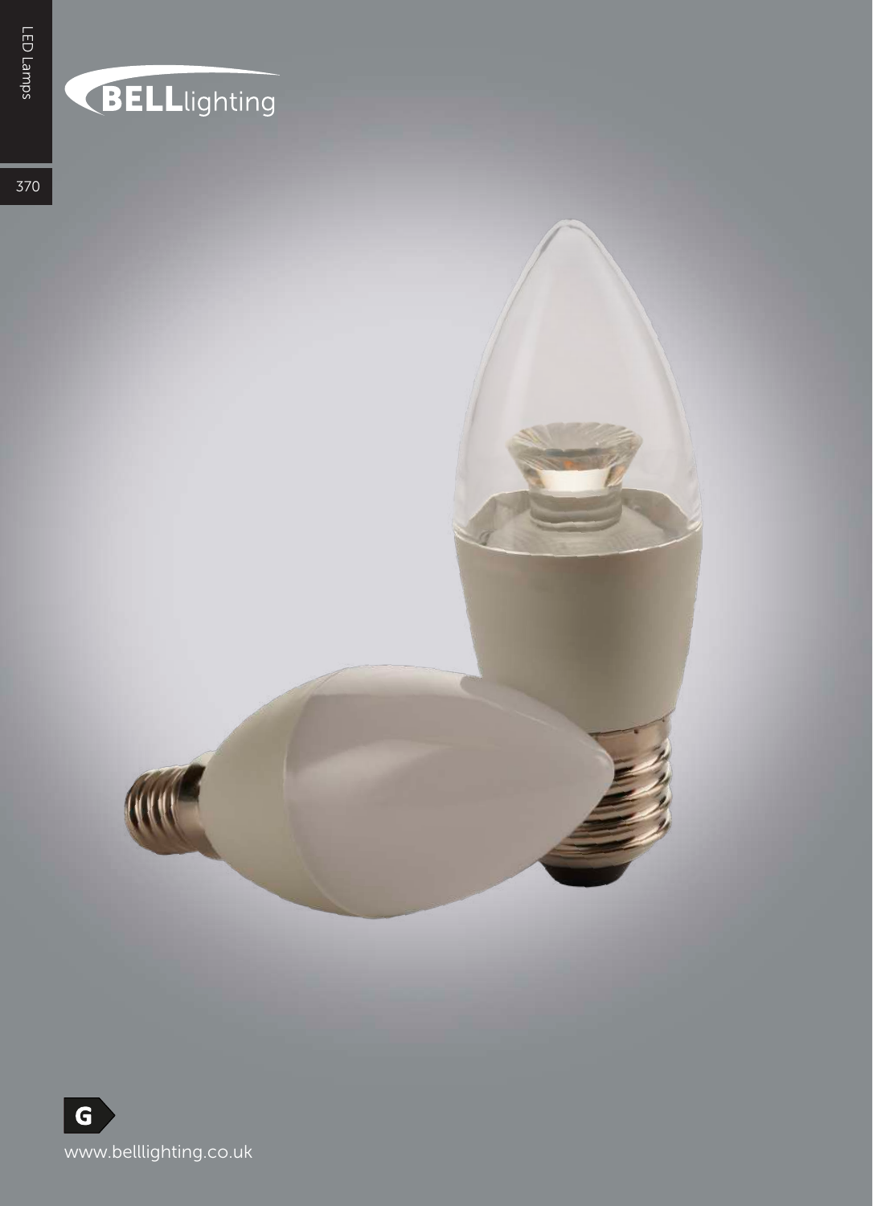**BELL**lighting

G

www.belllighting.co.uk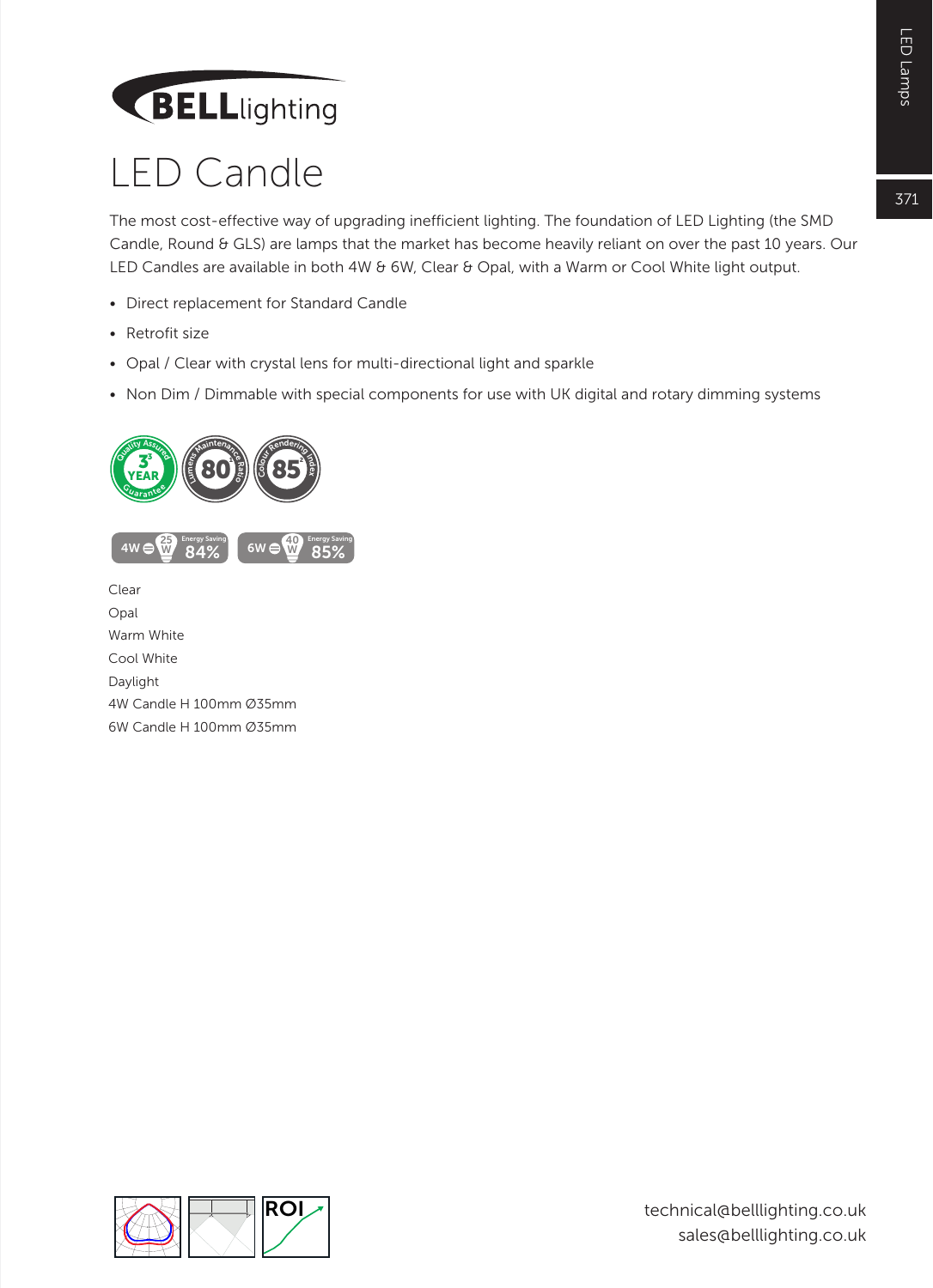# LED Candle

The most cost-effective way of upgrading inefficient lighting. The foundation of LED Lighting (the SMD Candle, Round & GLS) are lamps that the market has become heavily reliant on over the past 10 years. Our LED Candles are available in both 4W & 6W, Clear & Opal, with a Warm or Cool White light output.

- Direct replacement for Standard Candle
- Retrofit size
- Opal / Clear with crystal lens for multi-directional light and sparkle
- Non Dim / Dimmable with special components for use with UK digital and rotary dimming systems

Quality Assured 3 YEAR Guarantee
Lumens Maintenance Ratio 80
Colour Rendering Index 85

4W = 25W Energy Saving 84%
6W = 40W Energy Saving 85%

Clear
Opal
Warm White
Cool White
Daylight
4W Candle H 100mm Ø35mm
6W Candle H 100mm Ø35mm

ROI

technical@belllighting.co.uk
sales@belllighting.co.uk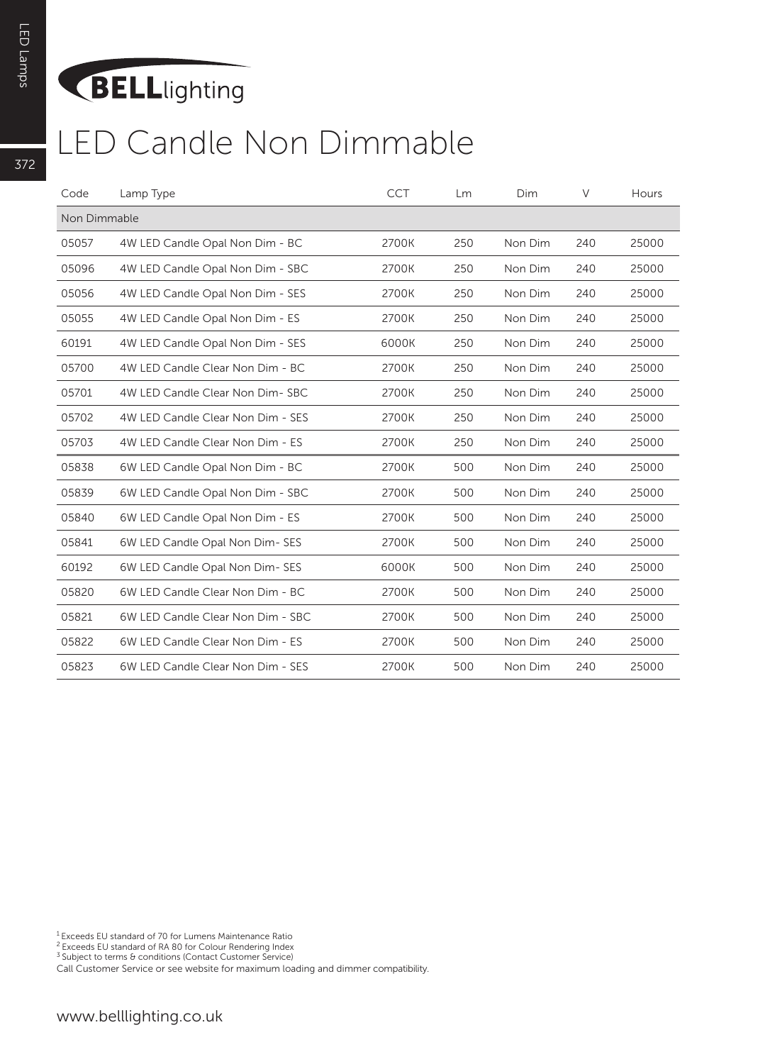BELLlighting

# LED Candle Non Dimmable

| Code | Lamp Type | CCT | Lm | Dim | V | Hours |
|---|---|---|---|---|---|---|
| Non Dimmable | | | | | | |
| 05057 | 4W LED Candle Opal Non Dim - BC | 2700K | 250 | Non Dim | 240 | 25000 |
| 05096 | 4W LED Candle Opal Non Dim - SBC | 2700K | 250 | Non Dim | 240 | 25000 |
| 05056 | 4W LED Candle Opal Non Dim - SES | 2700K | 250 | Non Dim | 240 | 25000 |
| 05055 | 4W LED Candle Opal Non Dim - ES | 2700K | 250 | Non Dim | 240 | 25000 |
| 60191 | 4W LED Candle Opal Non Dim - SES | 6000K | 250 | Non Dim | 240 | 25000 |
| 05700 | 4W LED Candle Clear Non Dim - BC | 2700K | 250 | Non Dim | 240 | 25000 |
| 05701 | 4W LED Candle Clear Non Dim- SBC | 2700K | 250 | Non Dim | 240 | 25000 |
| 05702 | 4W LED Candle Clear Non Dim - SES | 2700K | 250 | Non Dim | 240 | 25000 |
| 05703 | 4W LED Candle Clear Non Dim - ES | 2700K | 250 | Non Dim | 240 | 25000 |
| 05838 | 6W LED Candle Opal Non Dim - BC | 2700K | 500 | Non Dim | 240 | 25000 |
| 05839 | 6W LED Candle Opal Non Dim - SBC | 2700K | 500 | Non Dim | 240 | 25000 |
| 05840 | 6W LED Candle Opal Non Dim - ES | 2700K | 500 | Non Dim | 240 | 25000 |
| 05841 | 6W LED Candle Opal Non Dim- SES | 2700K | 500 | Non Dim | 240 | 25000 |
| 60192 | 6W LED Candle Opal Non Dim- SES | 6000K | 500 | Non Dim | 240 | 25000 |
| 05820 | 6W LED Candle Clear Non Dim - BC | 2700K | 500 | Non Dim | 240 | 25000 |
| 05821 | 6W LED Candle Clear Non Dim - SBC | 2700K | 500 | Non Dim | 240 | 25000 |
| 05822 | 6W LED Candle Clear Non Dim - ES | 2700K | 500 | Non Dim | 240 | 25000 |
| 05823 | 6W LED Candle Clear Non Dim - SES | 2700K | 500 | Non Dim | 240 | 25000 |

[1] Exceeds EU standard of 70 for Lumens Maintenance Ratio
[2] Exceeds EU standard of RA 80 for Colour Rendering Index
[3] Subject to terms & conditions (Contact Customer Service)
Call Customer Service or see website for maximum loading and dimmer compatibility.

www.belllighting.co.uk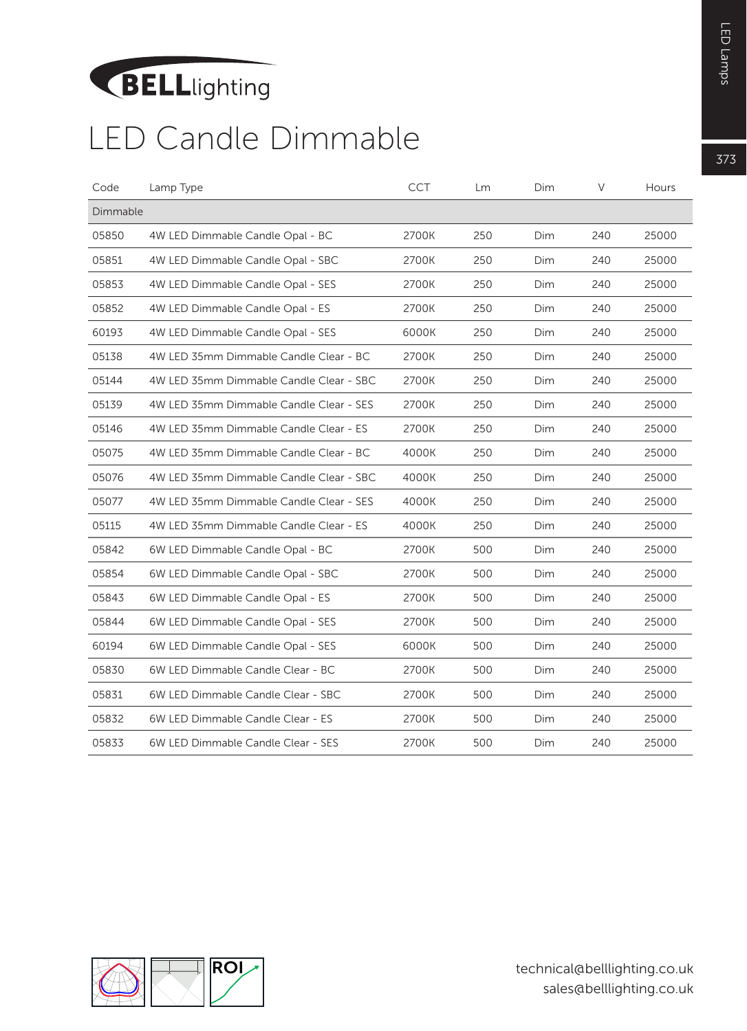# LED Candle Dimmable

| Code | Lamp Type | CCT | Lm | Dim | V | Hours |
|---|---|---|---|---|---|---|
| Dimmable | | | | | | |
| 05850 | 4W LED Dimmable Candle Opal - BC | 2700K | 250 | Dim | 240 | 25000 |
| 05851 | 4W LED Dimmable Candle Opal - SBC | 2700K | 250 | Dim | 240 | 25000 |
| 05853 | 4W LED Dimmable Candle Opal - SES | 2700K | 250 | Dim | 240 | 25000 |
| 05852 | 4W LED Dimmable Candle Opal - ES | 2700K | 250 | Dim | 240 | 25000 |
| 60193 | 4W LED Dimmable Candle Opal - SES | 6000K | 250 | Dim | 240 | 25000 |
| 05138 | 4W LED 35mm Dimmable Candle Clear - BC | 2700K | 250 | Dim | 240 | 25000 |
| 05144 | 4W LED 35mm Dimmable Candle Clear - SBC | 2700K | 250 | Dim | 240 | 25000 |
| 05139 | 4W LED 35mm Dimmable Candle Clear - SES | 2700K | 250 | Dim | 240 | 25000 |
| 05146 | 4W LED 35mm Dimmable Candle Clear - ES | 2700K | 250 | Dim | 240 | 25000 |
| 05075 | 4W LED 35mm Dimmable Candle Clear - BC | 4000K | 250 | Dim | 240 | 25000 |
| 05076 | 4W LED 35mm Dimmable Candle Clear - SBC | 4000K | 250 | Dim | 240 | 25000 |
| 05077 | 4W LED 35mm Dimmable Candle Clear - SES | 4000K | 250 | Dim | 240 | 25000 |
| 05115 | 4W LED 35mm Dimmable Candle Clear - ES | 4000K | 250 | Dim | 240 | 25000 |
| 05842 | 6W LED Dimmable Candle Opal - BC | 2700K | 500 | Dim | 240 | 25000 |
| 05854 | 6W LED Dimmable Candle Opal - SBC | 2700K | 500 | Dim | 240 | 25000 |
| 05843 | 6W LED Dimmable Candle Opal - ES | 2700K | 500 | Dim | 240 | 25000 |
| 05844 | 6W LED Dimmable Candle Opal - SES | 2700K | 500 | Dim | 240 | 25000 |
| 60194 | 6W LED Dimmable Candle Opal - SES | 6000K | 500 | Dim | 240 | 25000 |
| 05830 | 6W LED Dimmable Candle Clear - BC | 2700K | 500 | Dim | 240 | 25000 |
| 05831 | 6W LED Dimmable Candle Clear - SBC | 2700K | 500 | Dim | 240 | 25000 |
| 05832 | 6W LED Dimmable Candle Clear - ES | 2700K | 500 | Dim | 240 | 25000 |
| 05833 | 6W LED Dimmable Candle Clear - SES | 2700K | 500 | Dim | 240 | 25000 |

ROI

technical@belllighting.co.uk
sales@belllighting.co.uk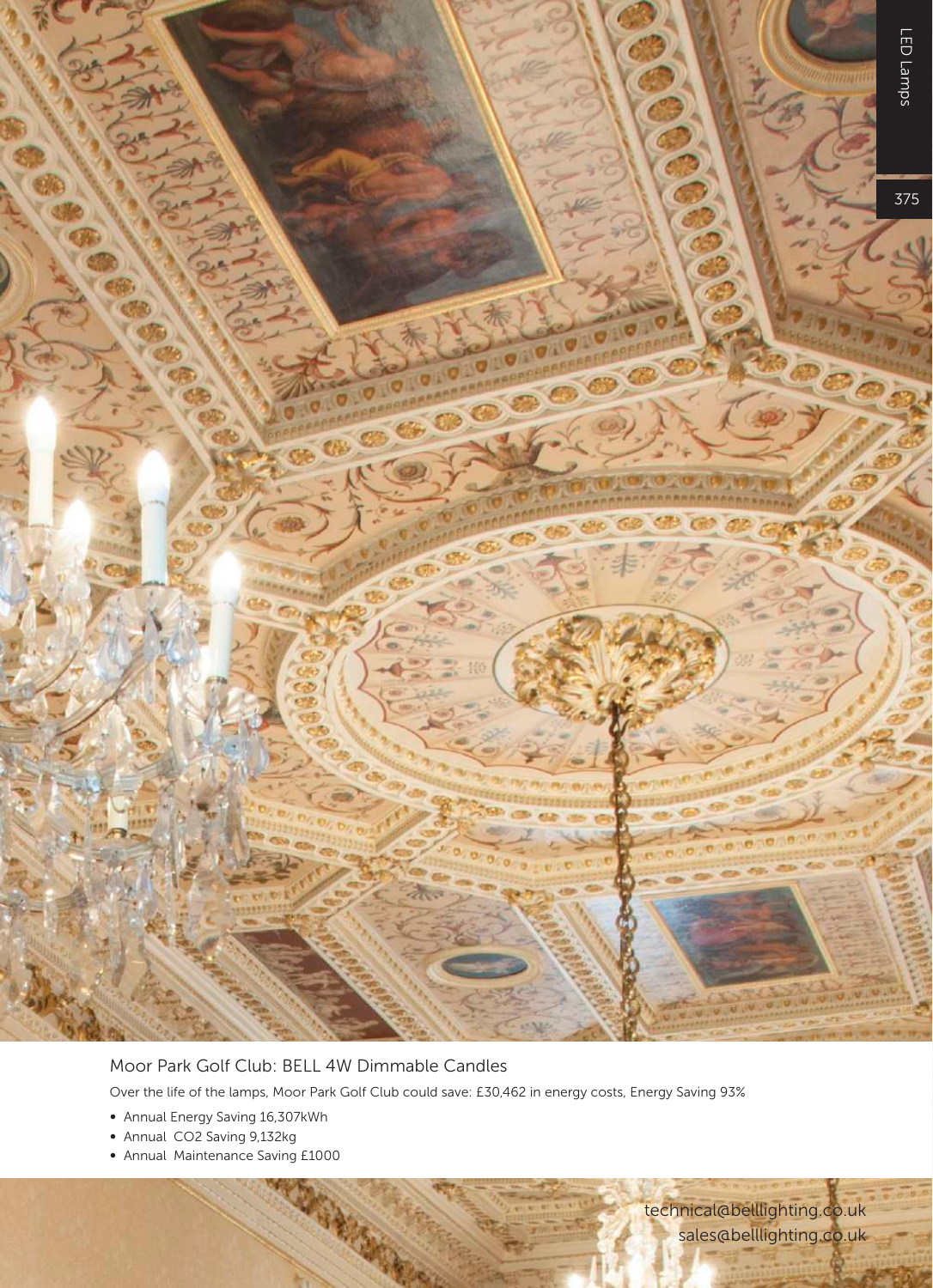## Moor Park Golf Club: BELL 4W Dimmable Candles

Over the life of the lamps, Moor Park Golf Club could save: £30,462 in energy costs, Energy Saving 93%

- Annual Energy Saving 16,307kWh
- Annual $CO_2$ Saving 9,132kg
- Annual Maintenance Saving £1000

technical@belllighting.co.uk
sales@belllighting.co.uk